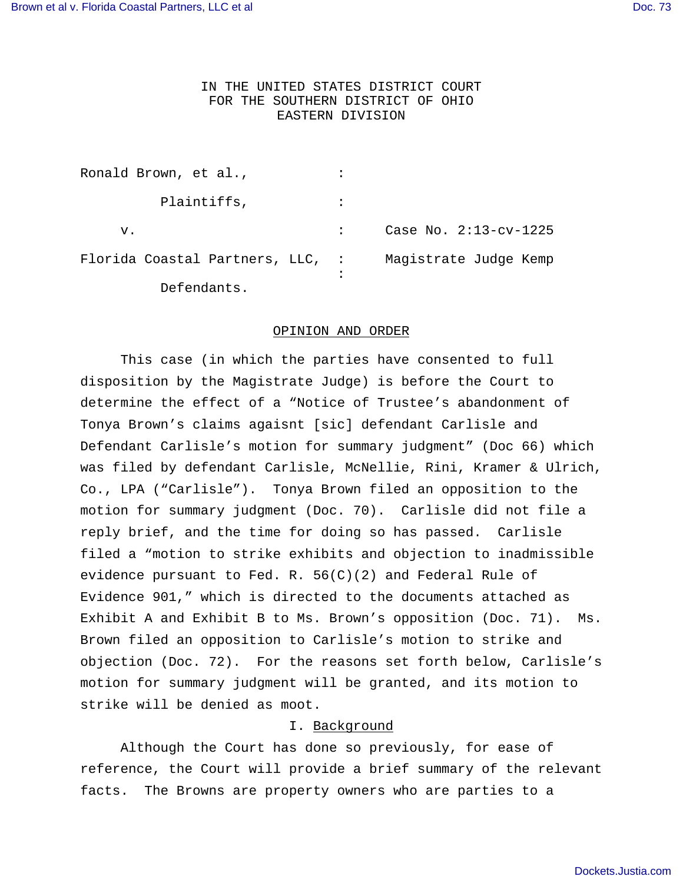IN THE UNITED STATES DISTRICT COURT
FOR THE SOUTHERN DISTRICT OF OHIO
EASTERN DIVISION

Ronald Brown, et al., :

Plaintiffs, :

v. : Case No. 2:13-cv-1225

Florida Coastal Partners, LLC, : Magistrate Judge Kemp

Defendants. :

## OPINION AND ORDER

This case (in which the parties have consented to full disposition by the Magistrate Judge) is before the Court to determine the effect of a "Notice of Trustee's abandonment of Tonya Brown's claims agaisnt [sic] defendant Carlisle and Defendant Carlisle's motion for summary judgment" (Doc 66) which was filed by defendant Carlisle, McNellie, Rini, Kramer & Ulrich, Co., LPA ("Carlisle"). Tonya Brown filed an opposition to the motion for summary judgment (Doc. 70). Carlisle did not file a reply brief, and the time for doing so has passed. Carlisle filed a "motion to strike exhibits and objection to inadmissible evidence pursuant to Fed. R. 56(C)(2) and Federal Rule of Evidence 901," which is directed to the documents attached as Exhibit A and Exhibit B to Ms. Brown's opposition (Doc. 71). Ms. Brown filed an opposition to Carlisle's motion to strike and objection (Doc. 72). For the reasons set forth below, Carlisle's motion for summary judgment will be granted, and its motion to strike will be denied as moot.

### I. Background

Although the Court has done so previously, for ease of reference, the Court will provide a brief summary of the relevant facts. The Browns are property owners who are parties to a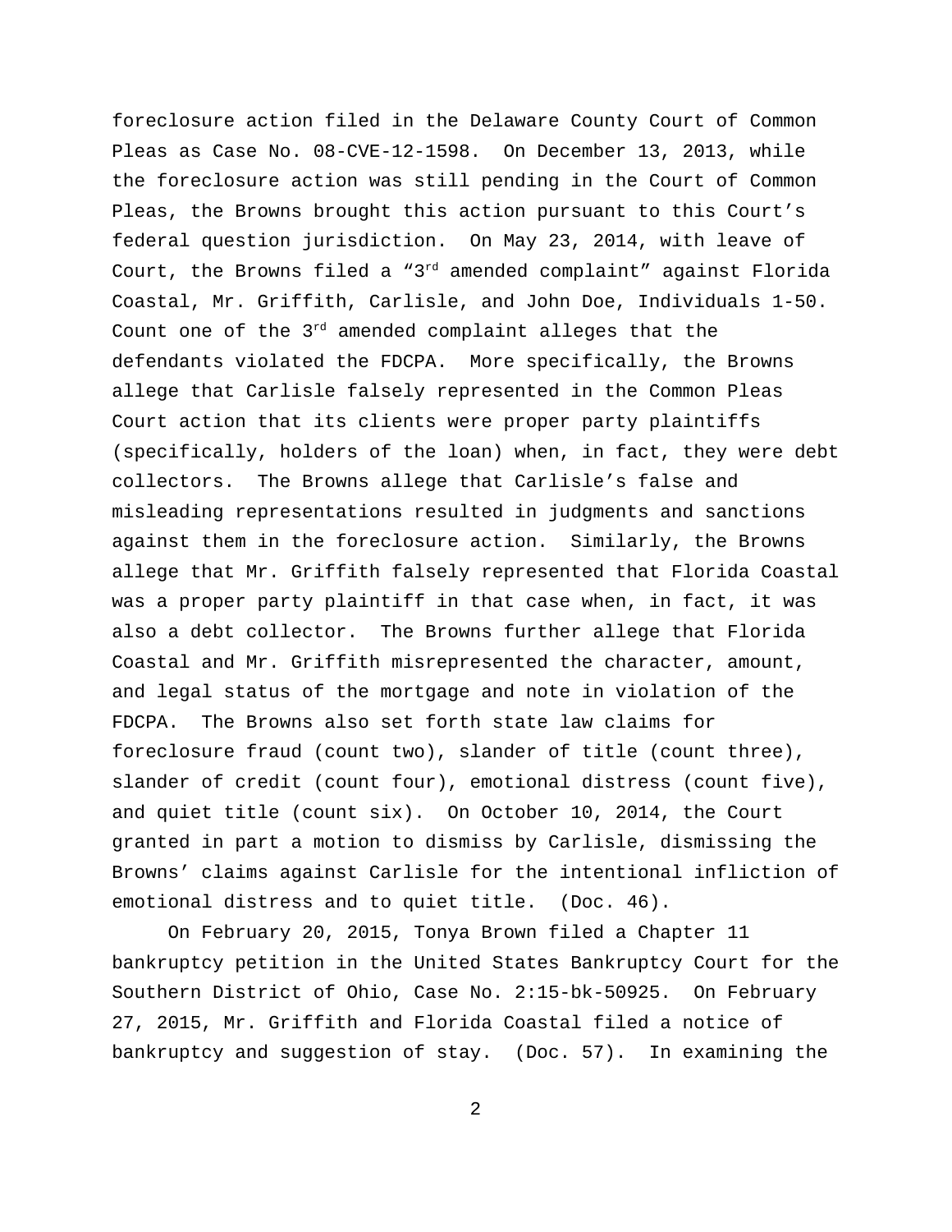foreclosure action filed in the Delaware County Court of Common Pleas as Case No. 08-CVE-12-1598. On December 13, 2013, while the foreclosure action was still pending in the Court of Common Pleas, the Browns brought this action pursuant to this Court's federal question jurisdiction. On May 23, 2014, with leave of Court, the Browns filed a "3rd amended complaint" against Florida Coastal, Mr. Griffith, Carlisle, and John Doe, Individuals 1-50. Count one of the 3rd amended complaint alleges that the defendants violated the FDCPA. More specifically, the Browns allege that Carlisle falsely represented in the Common Pleas Court action that its clients were proper party plaintiffs (specifically, holders of the loan) when, in fact, they were debt collectors. The Browns allege that Carlisle's false and misleading representations resulted in judgments and sanctions against them in the foreclosure action. Similarly, the Browns allege that Mr. Griffith falsely represented that Florida Coastal was a proper party plaintiff in that case when, in fact, it was also a debt collector. The Browns further allege that Florida Coastal and Mr. Griffith misrepresented the character, amount, and legal status of the mortgage and note in violation of the FDCPA. The Browns also set forth state law claims for foreclosure fraud (count two), slander of title (count three), slander of credit (count four), emotional distress (count five), and quiet title (count six). On October 10, 2014, the Court granted in part a motion to dismiss by Carlisle, dismissing the Browns' claims against Carlisle for the intentional infliction of emotional distress and to quiet title. (Doc. 46).

On February 20, 2015, Tonya Brown filed a Chapter 11 bankruptcy petition in the United States Bankruptcy Court for the Southern District of Ohio, Case No. 2:15-bk-50925. On February 27, 2015, Mr. Griffith and Florida Coastal filed a notice of bankruptcy and suggestion of stay. (Doc. 57). In examining the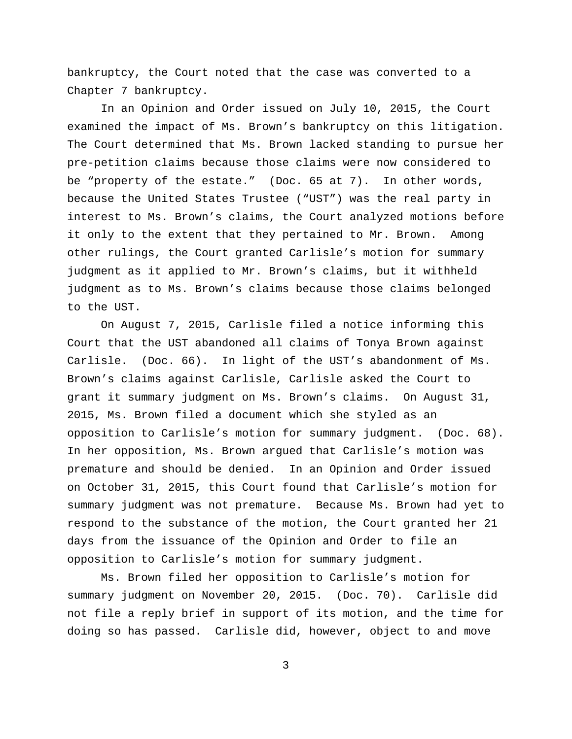bankruptcy, the Court noted that the case was converted to a Chapter 7 bankruptcy.

In an Opinion and Order issued on July 10, 2015, the Court examined the impact of Ms. Brown's bankruptcy on this litigation. The Court determined that Ms. Brown lacked standing to pursue her pre-petition claims because those claims were now considered to be "property of the estate." (Doc. 65 at 7). In other words, because the United States Trustee ("UST") was the real party in interest to Ms. Brown's claims, the Court analyzed motions before it only to the extent that they pertained to Mr. Brown. Among other rulings, the Court granted Carlisle's motion for summary judgment as it applied to Mr. Brown's claims, but it withheld judgment as to Ms. Brown's claims because those claims belonged to the UST.

On August 7, 2015, Carlisle filed a notice informing this Court that the UST abandoned all claims of Tonya Brown against Carlisle. (Doc. 66). In light of the UST's abandonment of Ms. Brown's claims against Carlisle, Carlisle asked the Court to grant it summary judgment on Ms. Brown's claims. On August 31, 2015, Ms. Brown filed a document which she styled as an opposition to Carlisle's motion for summary judgment. (Doc. 68). In her opposition, Ms. Brown argued that Carlisle's motion was premature and should be denied. In an Opinion and Order issued on October 31, 2015, this Court found that Carlisle's motion for summary judgment was not premature. Because Ms. Brown had yet to respond to the substance of the motion, the Court granted her 21 days from the issuance of the Opinion and Order to file an opposition to Carlisle's motion for summary judgment.

Ms. Brown filed her opposition to Carlisle's motion for summary judgment on November 20, 2015. (Doc. 70). Carlisle did not file a reply brief in support of its motion, and the time for doing so has passed. Carlisle did, however, object to and move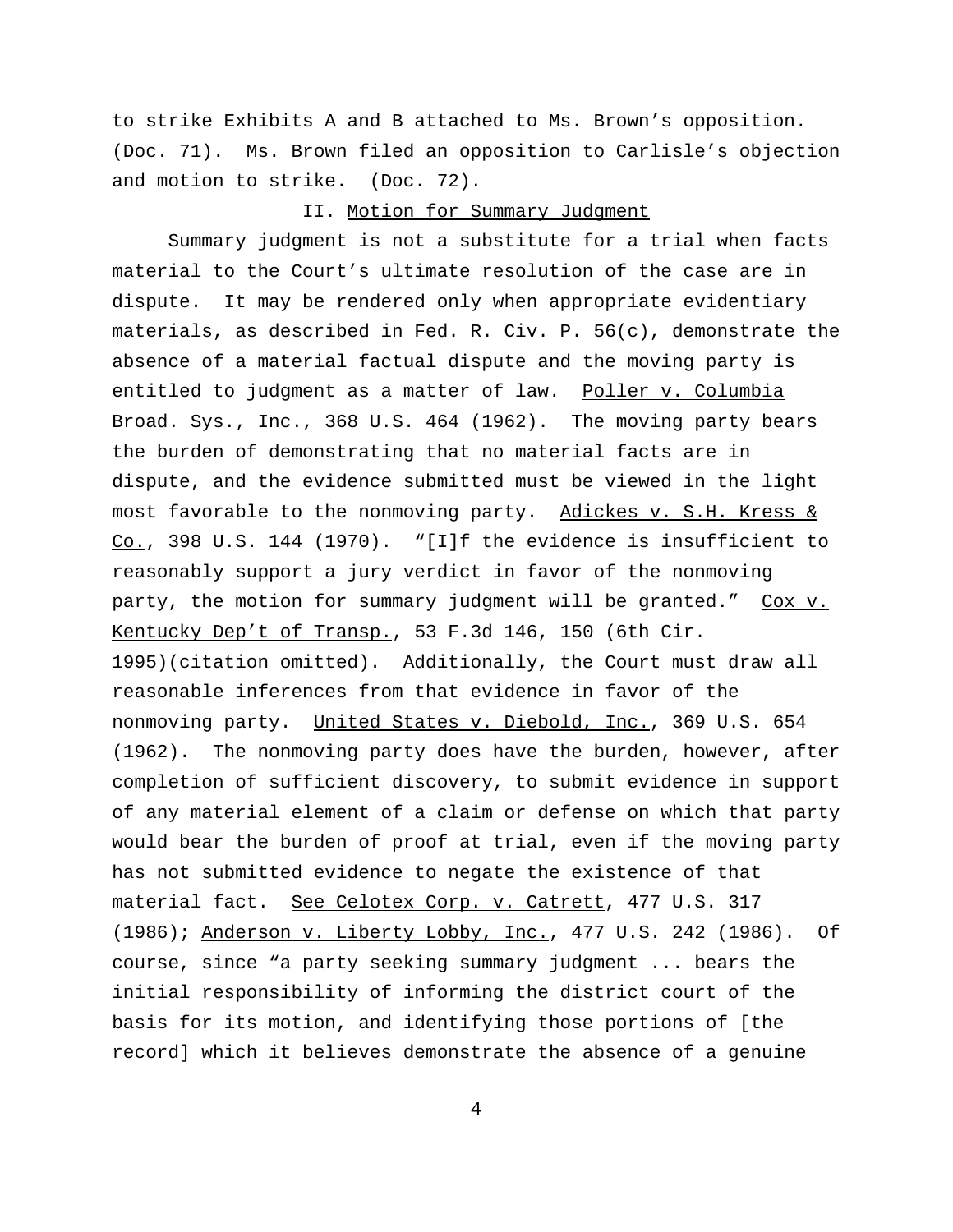to strike Exhibits A and B attached to Ms. Brown's opposition. (Doc. 71). Ms. Brown filed an opposition to Carlisle's objection and motion to strike. (Doc. 72).

## II. Motion for Summary Judgment

Summary judgment is not a substitute for a trial when facts material to the Court's ultimate resolution of the case are in dispute. It may be rendered only when appropriate evidentiary materials, as described in Fed. R. Civ. P. 56(c), demonstrate the absence of a material factual dispute and the moving party is entitled to judgment as a matter of law. Poller v. Columbia Broad. Sys., Inc., 368 U.S. 464 (1962). The moving party bears the burden of demonstrating that no material facts are in dispute, and the evidence submitted must be viewed in the light most favorable to the nonmoving party. Adickes v. S.H. Kress & Co., 398 U.S. 144 (1970). "[I]f the evidence is insufficient to reasonably support a jury verdict in favor of the nonmoving party, the motion for summary judgment will be granted." Cox v. Kentucky Dep't of Transp., 53 F.3d 146, 150 (6th Cir. 1995)(citation omitted). Additionally, the Court must draw all reasonable inferences from that evidence in favor of the nonmoving party. United States v. Diebold, Inc., 369 U.S. 654 (1962). The nonmoving party does have the burden, however, after completion of sufficient discovery, to submit evidence in support of any material element of a claim or defense on which that party would bear the burden of proof at trial, even if the moving party has not submitted evidence to negate the existence of that material fact. See Celotex Corp. v. Catrett, 477 U.S. 317 (1986); Anderson v. Liberty Lobby, Inc., 477 U.S. 242 (1986). Of course, since "a party seeking summary judgment ... bears the initial responsibility of informing the district court of the basis for its motion, and identifying those portions of [the record] which it believes demonstrate the absence of a genuine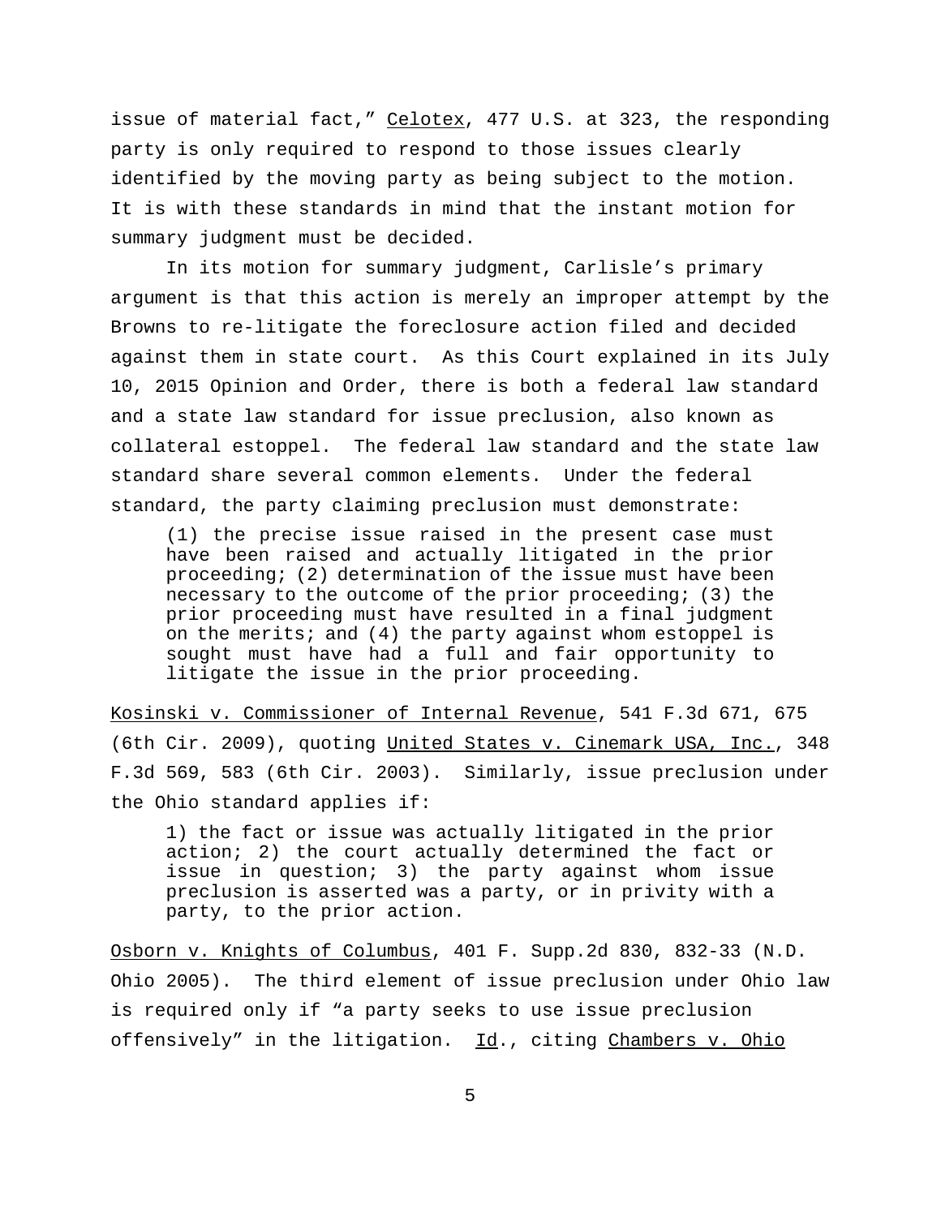issue of material fact," Celotex, 477 U.S. at 323, the responding party is only required to respond to those issues clearly identified by the moving party as being subject to the motion. It is with these standards in mind that the instant motion for summary judgment must be decided.

In its motion for summary judgment, Carlisle's primary argument is that this action is merely an improper attempt by the Browns to re-litigate the foreclosure action filed and decided against them in state court. As this Court explained in its July 10, 2015 Opinion and Order, there is both a federal law standard and a state law standard for issue preclusion, also known as collateral estoppel. The federal law standard and the state law standard share several common elements. Under the federal standard, the party claiming preclusion must demonstrate:

> (1) the precise issue raised in the present case must have been raised and actually litigated in the prior proceeding; (2) determination of the issue must have been necessary to the outcome of the prior proceeding; (3) the prior proceeding must have resulted in a final judgment on the merits; and (4) the party against whom estoppel is sought must have had a full and fair opportunity to litigate the issue in the prior proceeding.

Kosinski v. Commissioner of Internal Revenue, 541 F.3d 671, 675 (6th Cir. 2009), quoting United States v. Cinemark USA, Inc., 348 F.3d 569, 583 (6th Cir. 2003). Similarly, issue preclusion under the Ohio standard applies if:

> 1) the fact or issue was actually litigated in the prior action; 2) the court actually determined the fact or issue in question; 3) the party against whom issue preclusion is asserted was a party, or in privity with a party, to the prior action.

Osborn v. Knights of Columbus, 401 F. Supp.2d 830, 832-33 (N.D. Ohio 2005). The third element of issue preclusion under Ohio law is required only if "a party seeks to use issue preclusion offensively" in the litigation. Id., citing Chambers v. Ohio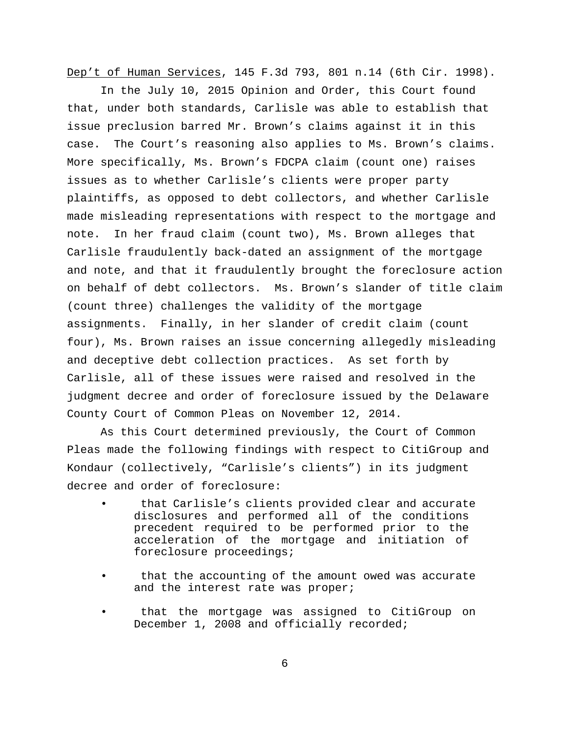Dep't of Human Services, 145 F.3d 793, 801 n.14 (6th Cir. 1998).

In the July 10, 2015 Opinion and Order, this Court found that, under both standards, Carlisle was able to establish that issue preclusion barred Mr. Brown's claims against it in this case. The Court's reasoning also applies to Ms. Brown's claims. More specifically, Ms. Brown's FDCPA claim (count one) raises issues as to whether Carlisle's clients were proper party plaintiffs, as opposed to debt collectors, and whether Carlisle made misleading representations with respect to the mortgage and note. In her fraud claim (count two), Ms. Brown alleges that Carlisle fraudulently back-dated an assignment of the mortgage and note, and that it fraudulently brought the foreclosure action on behalf of debt collectors. Ms. Brown's slander of title claim (count three) challenges the validity of the mortgage assignments. Finally, in her slander of credit claim (count four), Ms. Brown raises an issue concerning allegedly misleading and deceptive debt collection practices. As set forth by Carlisle, all of these issues were raised and resolved in the judgment decree and order of foreclosure issued by the Delaware County Court of Common Pleas on November 12, 2014.

As this Court determined previously, the Court of Common Pleas made the following findings with respect to CitiGroup and Kondaur (collectively, "Carlisle's clients") in its judgment decree and order of foreclosure:

- that Carlisle's clients provided clear and accurate disclosures and performed all of the conditions precedent required to be performed prior to the acceleration of the mortgage and initiation of foreclosure proceedings;
- that the accounting of the amount owed was accurate and the interest rate was proper;
- that the mortgage was assigned to CitiGroup on December 1, 2008 and officially recorded;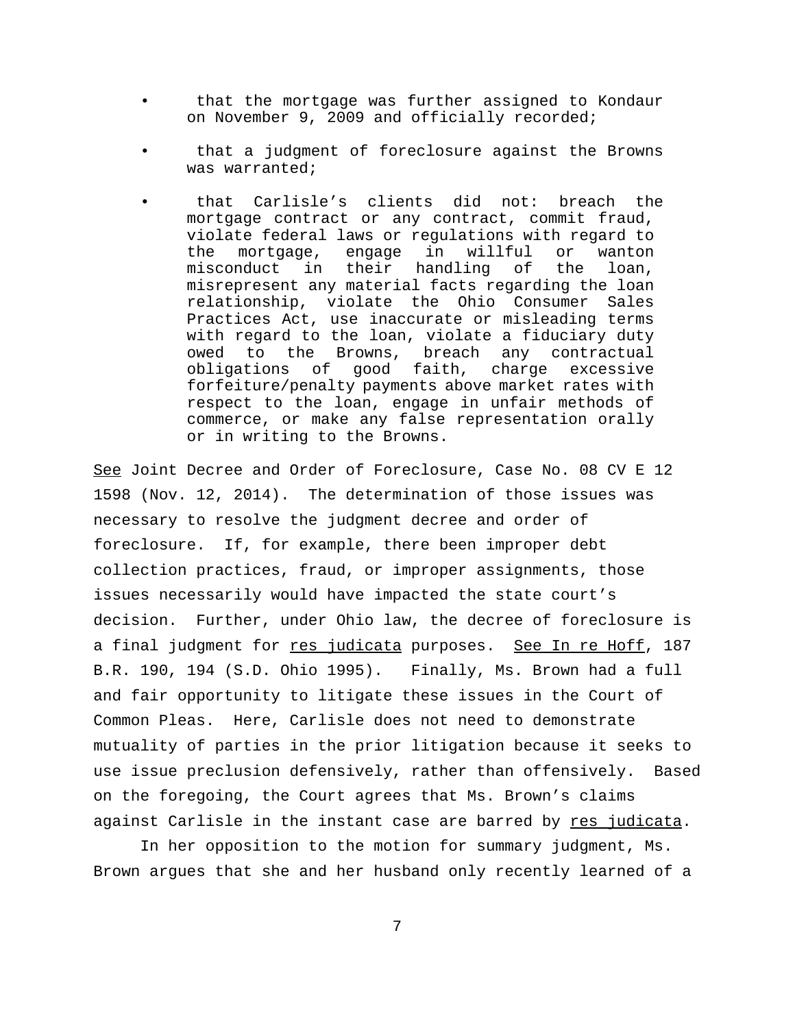- that the mortgage was further assigned to Kondaur on November 9, 2009 and officially recorded;
- that a judgment of foreclosure against the Browns was warranted;
- that Carlisle's clients did not: breach the mortgage contract or any contract, commit fraud, violate federal laws or regulations with regard to the mortgage, engage in willful or wanton misconduct in their handling of the loan, misrepresent any material facts regarding the loan relationship, violate the Ohio Consumer Sales Practices Act, use inaccurate or misleading terms with regard to the loan, violate a fiduciary duty owed to the Browns, breach any contractual obligations of good faith, charge excessive forfeiture/penalty payments above market rates with respect to the loan, engage in unfair methods of commerce, or make any false representation orally or in writing to the Browns.

See Joint Decree and Order of Foreclosure, Case No. 08 CV E 12 1598 (Nov. 12, 2014). The determination of those issues was necessary to resolve the judgment decree and order of foreclosure. If, for example, there been improper debt collection practices, fraud, or improper assignments, those issues necessarily would have impacted the state court's decision. Further, under Ohio law, the decree of foreclosure is a final judgment for res judicata purposes. See In re Hoff, 187 B.R. 190, 194 (S.D. Ohio 1995). Finally, Ms. Brown had a full and fair opportunity to litigate these issues in the Court of Common Pleas. Here, Carlisle does not need to demonstrate mutuality of parties in the prior litigation because it seeks to use issue preclusion defensively, rather than offensively. Based on the foregoing, the Court agrees that Ms. Brown's claims against Carlisle in the instant case are barred by res judicata.

In her opposition to the motion for summary judgment, Ms. Brown argues that she and her husband only recently learned of a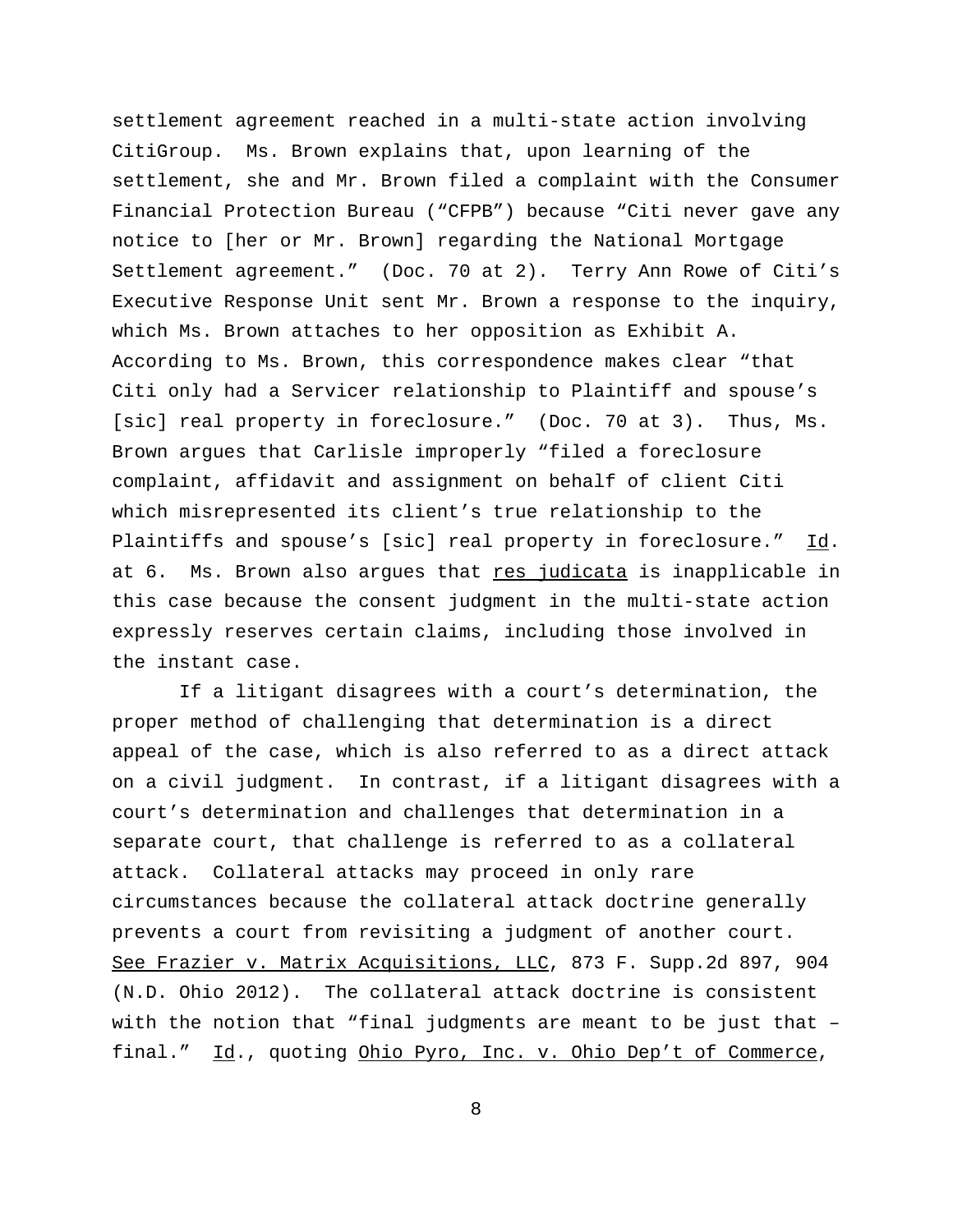settlement agreement reached in a multi-state action involving CitiGroup. Ms. Brown explains that, upon learning of the settlement, she and Mr. Brown filed a complaint with the Consumer Financial Protection Bureau ("CFPB") because "Citi never gave any notice to [her or Mr. Brown] regarding the National Mortgage Settlement agreement." (Doc. 70 at 2). Terry Ann Rowe of Citi's Executive Response Unit sent Mr. Brown a response to the inquiry, which Ms. Brown attaches to her opposition as Exhibit A. According to Ms. Brown, this correspondence makes clear "that Citi only had a Servicer relationship to Plaintiff and spouse's [sic] real property in foreclosure." (Doc. 70 at 3). Thus, Ms. Brown argues that Carlisle improperly "filed a foreclosure complaint, affidavit and assignment on behalf of client Citi which misrepresented its client's true relationship to the Plaintiffs and spouse's [sic] real property in foreclosure." Id. at 6. Ms. Brown also argues that res judicata is inapplicable in this case because the consent judgment in the multi-state action expressly reserves certain claims, including those involved in the instant case.

If a litigant disagrees with a court's determination, the proper method of challenging that determination is a direct appeal of the case, which is also referred to as a direct attack on a civil judgment. In contrast, if a litigant disagrees with a court's determination and challenges that determination in a separate court, that challenge is referred to as a collateral attack. Collateral attacks may proceed in only rare circumstances because the collateral attack doctrine generally prevents a court from revisiting a judgment of another court. See Frazier v. Matrix Acquisitions, LLC, 873 F. Supp.2d 897, 904 (N.D. Ohio 2012). The collateral attack doctrine is consistent with the notion that "final judgments are meant to be just that – final." Id., quoting Ohio Pyro, Inc. v. Ohio Dep't of Commerce,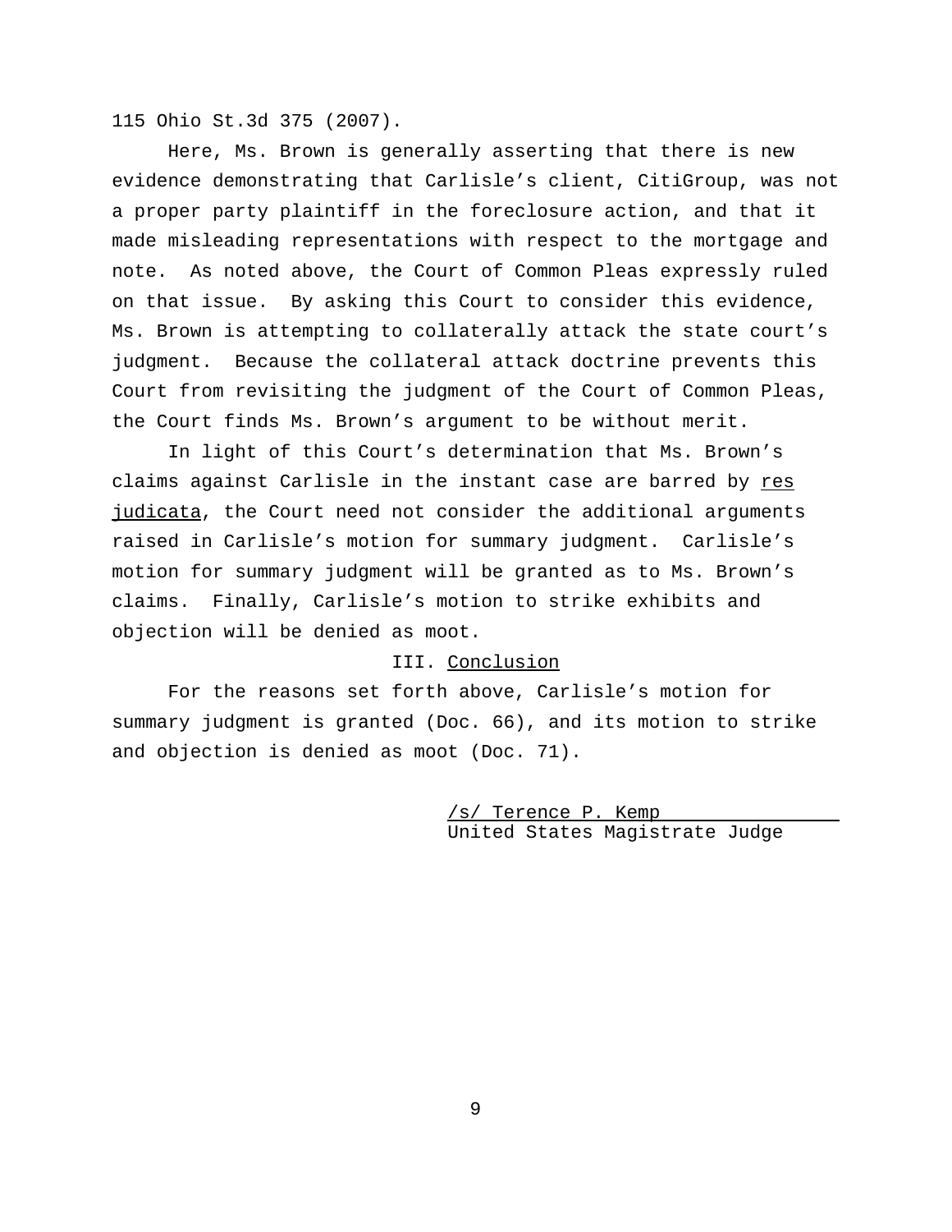115 Ohio St.3d 375 (2007).

Here, Ms. Brown is generally asserting that there is new evidence demonstrating that Carlisle's client, CitiGroup, was not a proper party plaintiff in the foreclosure action, and that it made misleading representations with respect to the mortgage and note. As noted above, the Court of Common Pleas expressly ruled on that issue. By asking this Court to consider this evidence, Ms. Brown is attempting to collaterally attack the state court's judgment. Because the collateral attack doctrine prevents this Court from revisiting the judgment of the Court of Common Pleas, the Court finds Ms. Brown's argument to be without merit.

In light of this Court's determination that Ms. Brown's claims against Carlisle in the instant case are barred by res judicata, the Court need not consider the additional arguments raised in Carlisle's motion for summary judgment. Carlisle's motion for summary judgment will be granted as to Ms. Brown's claims. Finally, Carlisle's motion to strike exhibits and objection will be denied as moot.

## III. Conclusion

For the reasons set forth above, Carlisle's motion for summary judgment is granted (Doc. 66), and its motion to strike and objection is denied as moot (Doc. 71).

/s/ Terence P. Kemp
United States Magistrate Judge